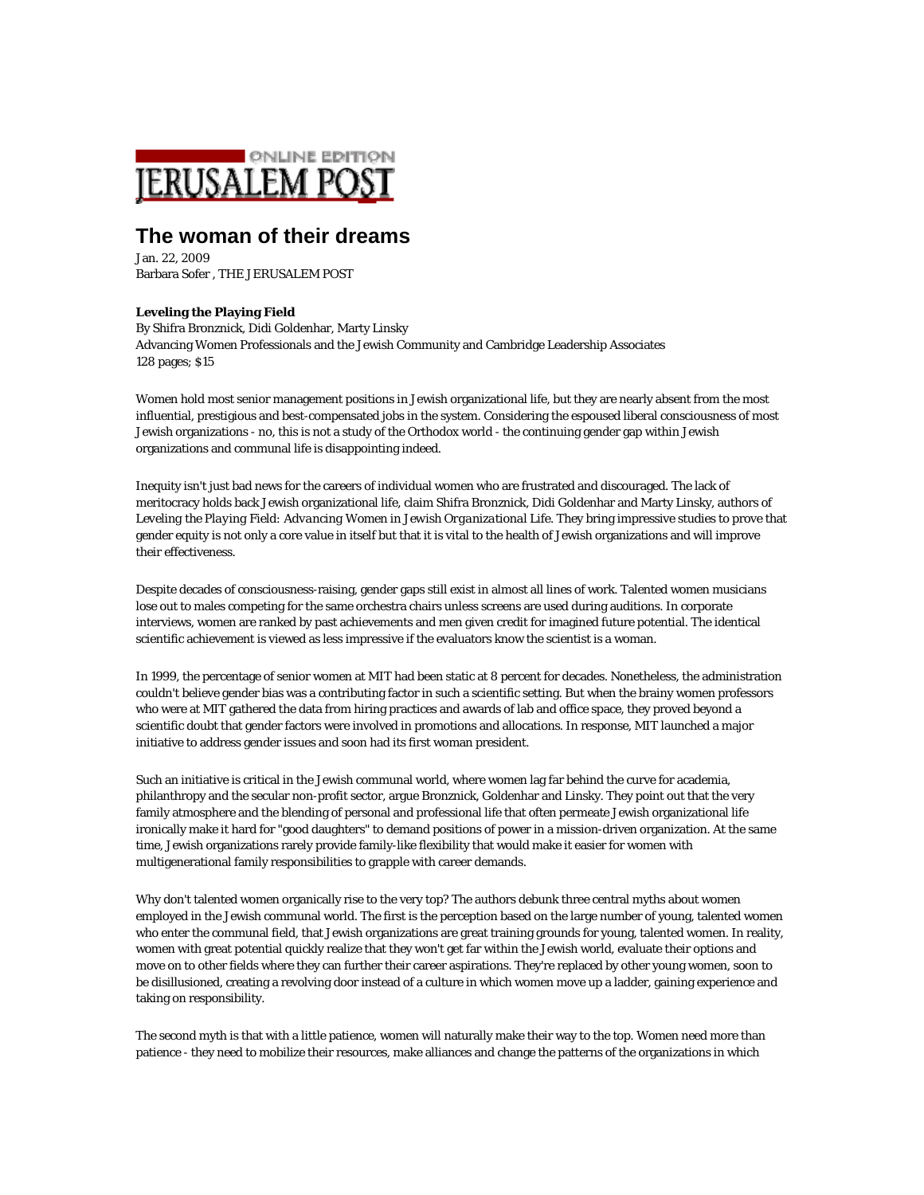# The woman of their dreams

Jan. 22, 2009
Barbara Sofer , THE JERUSALEM POST

**Leveling the Playing Field**
By Shifra Bronznick, Didi Goldenhar, Marty Linsky
Advancing Women Professionals and the Jewish Community and Cambridge Leadership Associates
128 pages; $15

Women hold most senior management positions in Jewish organizational life, but they are nearly absent from the most influential, prestigious and best-compensated jobs in the system. Considering the espoused liberal consciousness of most Jewish organizations - no, this is not a study of the Orthodox world - the continuing gender gap within Jewish organizations and communal life is disappointing indeed.

Inequity isn't just bad news for the careers of individual women who are frustrated and discouraged. The lack of meritocracy holds back Jewish organizational life, claim Shifra Bronznick, Didi Goldenhar and Marty Linsky, authors of *Leveling the Playing Field: Advancing Women in Jewish Organizational Life*. They bring impressive studies to prove that gender equity is not only a core value in itself but that it is vital to the health of Jewish organizations and will improve their effectiveness.

Despite decades of consciousness-raising, gender gaps still exist in almost all lines of work. Talented women musicians lose out to males competing for the same orchestra chairs unless screens are used during auditions. In corporate interviews, women are ranked by past achievements and men given credit for imagined future potential. The identical scientific achievement is viewed as less impressive if the evaluators know the scientist is a woman.

In 1999, the percentage of senior women at MIT had been static at 8 percent for decades. Nonetheless, the administration couldn't believe gender bias was a contributing factor in such a scientific setting. But when the brainy women professors who were at MIT gathered the data from hiring practices and awards of lab and office space, they proved beyond a scientific doubt that gender factors were involved in promotions and allocations. In response, MIT launched a major initiative to address gender issues and soon had its first woman president.

Such an initiative is critical in the Jewish communal world, where women lag far behind the curve for academia, philanthropy and the secular non-profit sector, argue Bronznick, Goldenhar and Linsky. They point out that the very family atmosphere and the blending of personal and professional life that often permeate Jewish organizational life ironically make it hard for "good daughters" to demand positions of power in a mission-driven organization. At the same time, Jewish organizations rarely provide family-like flexibility that would make it easier for women with multigenerational family responsibilities to grapple with career demands.

Why don't talented women organically rise to the very top? The authors debunk three central myths about women employed in the Jewish communal world. The first is the perception based on the large number of young, talented women who enter the communal field, that Jewish organizations are great training grounds for young, talented women. In reality, women with great potential quickly realize that they won't get far within the Jewish world, evaluate their options and move on to other fields where they can further their career aspirations. They're replaced by other young women, soon to be disillusioned, creating a revolving door instead of a culture in which women move up a ladder, gaining experience and taking on responsibility.

The second myth is that with a little patience, women will naturally make their way to the top. Women need more than patience - they need to mobilize their resources, make alliances and change the patterns of the organizations in which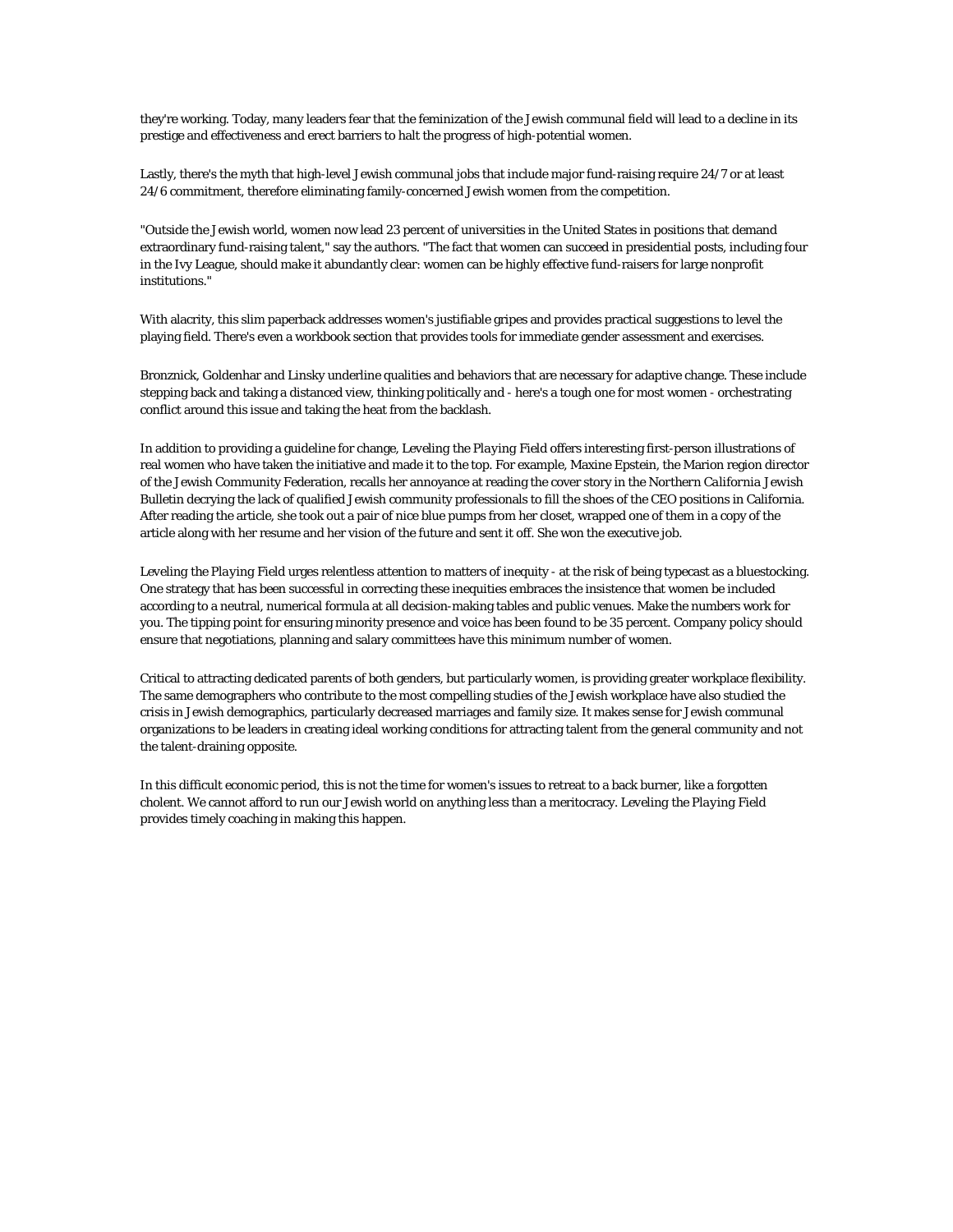they're working. Today, many leaders fear that the feminization of the Jewish communal field will lead to a decline in its prestige and effectiveness and erect barriers to halt the progress of high-potential women.

Lastly, there's the myth that high-level Jewish communal jobs that include major fund-raising require 24/7 or at least 24/6 commitment, therefore eliminating family-concerned Jewish women from the competition.

"Outside the Jewish world, women now lead 23 percent of universities in the United States in positions that demand extraordinary fund-raising talent," say the authors. "The fact that women can succeed in presidential posts, including four in the Ivy League, should make it abundantly clear: women can be highly effective fund-raisers for large nonprofit institutions."

With alacrity, this slim paperback addresses women's justifiable gripes and provides practical suggestions to level the playing field. There's even a workbook section that provides tools for immediate gender assessment and exercises.

Bronznick, Goldenhar and Linsky underline qualities and behaviors that are necessary for adaptive change. These include stepping back and taking a distanced view, thinking politically and - here's a tough one for most women - orchestrating conflict around this issue and taking the heat from the backlash.

In addition to providing a guideline for change, Leveling the *Playing* Field offers interesting first-person illustrations of real women who have taken the initiative and made it to the top. For example, Maxine Epstein, the Marion region director of the Jewish Community Federation, recalls her annoyance at reading the cover story in the Northern *California* Jewish Bulletin decrying the lack of qualified Jewish community professionals to fill the shoes of the CEO positions in California. After reading the article, she took out a pair of nice blue pumps from her closet, wrapped one of them in a copy of the article along with her resume and her vision of the future and sent it off. She won the executive job.

Leveling the *Playing* Field urges relentless attention to matters of inequity - at the risk of being typecast as a bluestocking. One strategy that has been successful in correcting these inequities embraces the insistence that women be included according to a neutral, numerical formula at all decision-making tables and public venues. Make the numbers work for you. The tipping point for ensuring minority presence and voice has been found to be 35 percent. Company policy should ensure that negotiations, planning and salary committees have this minimum number of women.

Critical to attracting dedicated parents of both genders, but particularly women, is providing greater workplace flexibility. The same demographers who contribute to the most compelling studies of the Jewish workplace have also studied the crisis in Jewish demographics, particularly decreased marriages and family size. It makes sense for Jewish communal organizations to be leaders in creating ideal working conditions for attracting talent from the general community and not the talent-draining opposite.

In this difficult economic period, this is not the time for women's issues to retreat to a back burner, like a forgotten cholent. We cannot afford to run our Jewish world on anything less than a meritocracy. Leveling the *Playing* Field provides timely coaching in making this happen.